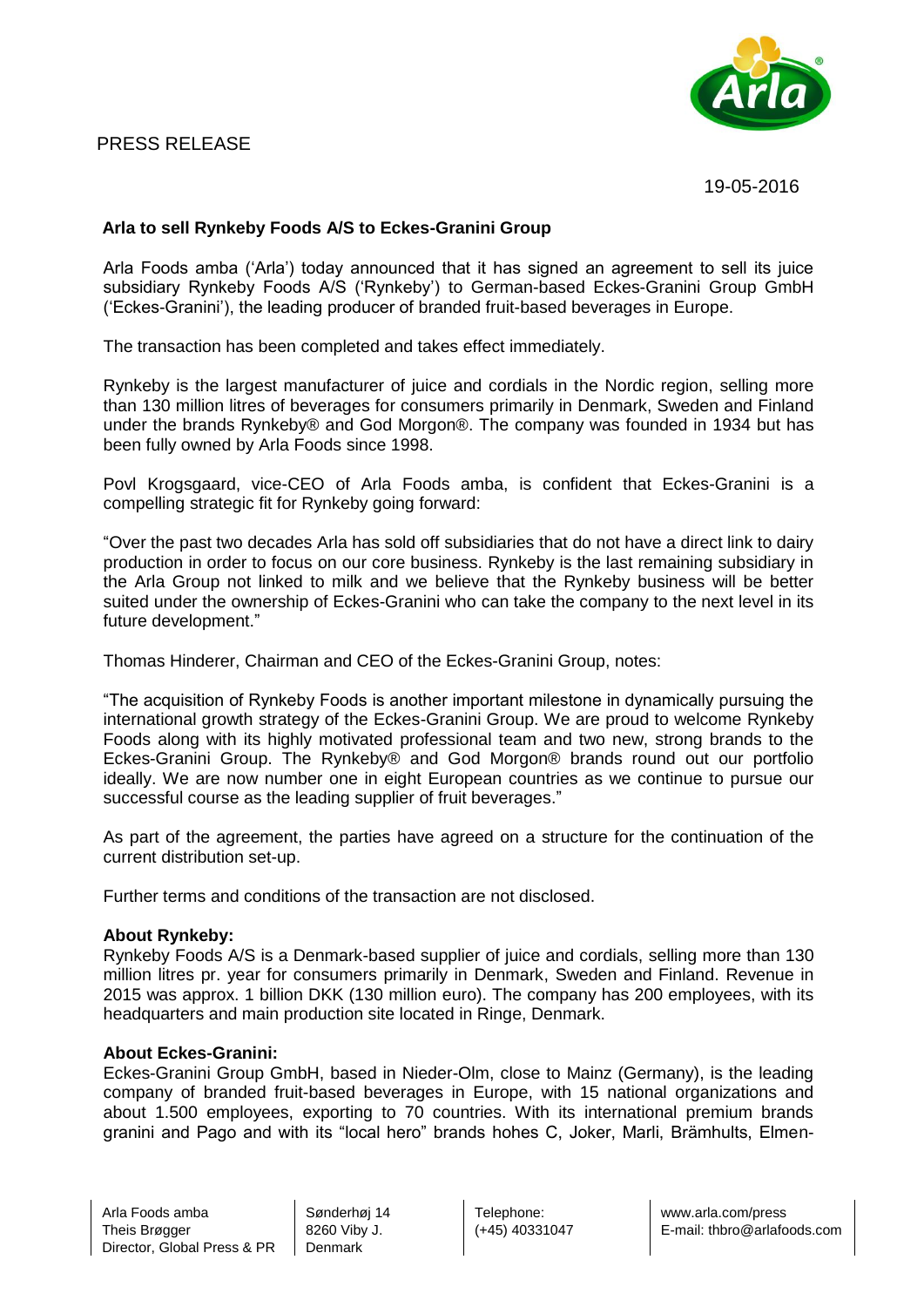PRESS RELEASE

19-05-2016

## Arla to sell Rynkeby Foods A/S to Eckes-Granini Group

Arla Foods amba ('Arla') today announced that it has signed an agreement to sell its juice subsidiary Rynkeby Foods A/S ('Rynkeby') to German-based Eckes-Granini Group GmbH ('Eckes-Granini'), the leading producer of branded fruit-based beverages in Europe.

The transaction has been completed and takes effect immediately.

Rynkeby is the largest manufacturer of juice and cordials in the Nordic region, selling more than 130 million litres of beverages for consumers primarily in Denmark, Sweden and Finland under the brands Rynkeby® and God Morgon®. The company was founded in 1934 but has been fully owned by Arla Foods since 1998.

Povl Krogsgaard, vice-CEO of Arla Foods amba, is confident that Eckes-Granini is a compelling strategic fit for Rynkeby going forward:

"Over the past two decades Arla has sold off subsidiaries that do not have a direct link to dairy production in order to focus on our core business. Rynkeby is the last remaining subsidiary in the Arla Group not linked to milk and we believe that the Rynkeby business will be better suited under the ownership of Eckes-Granini who can take the company to the next level in its future development."

Thomas Hinderer, Chairman and CEO of the Eckes-Granini Group, notes:

"The acquisition of Rynkeby Foods is another important milestone in dynamically pursuing the international growth strategy of the Eckes-Granini Group. We are proud to welcome Rynkeby Foods along with its highly motivated professional team and two new, strong brands to the Eckes-Granini Group. The Rynkeby® and God Morgon® brands round out our portfolio ideally. We are now number one in eight European countries as we continue to pursue our successful course as the leading supplier of fruit beverages."

As part of the agreement, the parties have agreed on a structure for the continuation of the current distribution set-up.

Further terms and conditions of the transaction are not disclosed.

**About Rynkeby:**
Rynkeby Foods A/S is a Denmark-based supplier of juice and cordials, selling more than 130 million litres pr. year for consumers primarily in Denmark, Sweden and Finland. Revenue in 2015 was approx. 1 billion DKK (130 million euro). The company has 200 employees, with its headquarters and main production site located in Ringe, Denmark.

**About Eckes-Granini:**
Eckes-Granini Group GmbH, based in Nieder-Olm, close to Mainz (Germany), is the leading company of branded fruit-based beverages in Europe, with 15 national organizations and about 1.500 employees, exporting to 70 countries. With its international premium brands granini and Pago and with its "local hero" brands hohes C, Joker, Marli, Brämhults, Elmen-

| Arla Foods amba<br>Theis Brøgger<br>Director, Global Press & PR | Sønderhøj 14<br>8260 Viby J.<br>Denmark | Telephone:<br>(+45) 40331047 | www.arla.com/press<br>E-mail: thbro@arlafoods.com |
|---|---|---|---|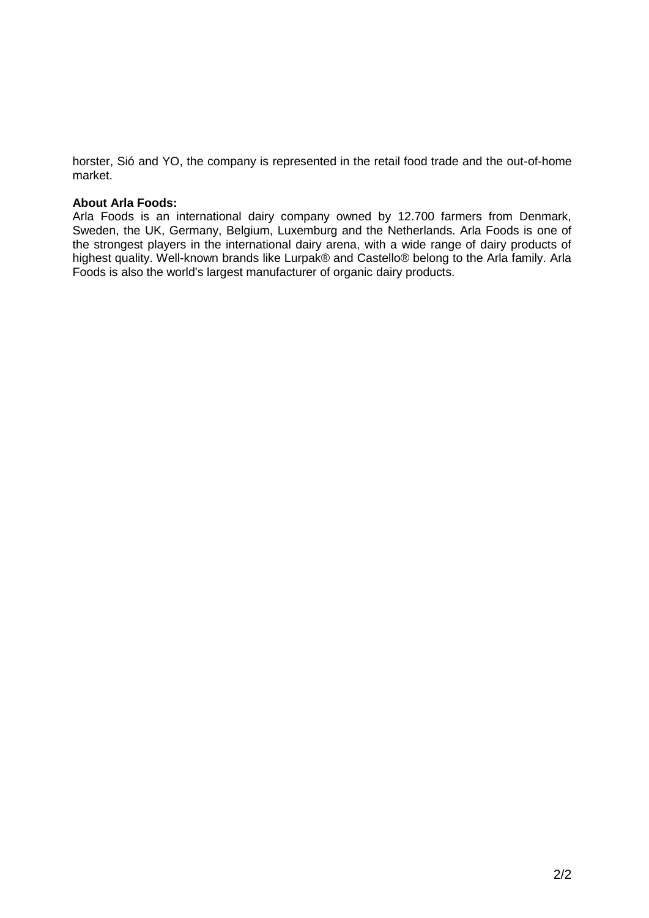horster, Sió and YO, the company is represented in the retail food trade and the out-of-home market.

**About Arla Foods:**
Arla Foods is an international dairy company owned by 12.700 farmers from Denmark, Sweden, the UK, Germany, Belgium, Luxemburg and the Netherlands. Arla Foods is one of the strongest players in the international dairy arena, with a wide range of dairy products of highest quality. Well-known brands like Lurpak® and Castello® belong to the Arla family. Arla Foods is also the world's largest manufacturer of organic dairy products.